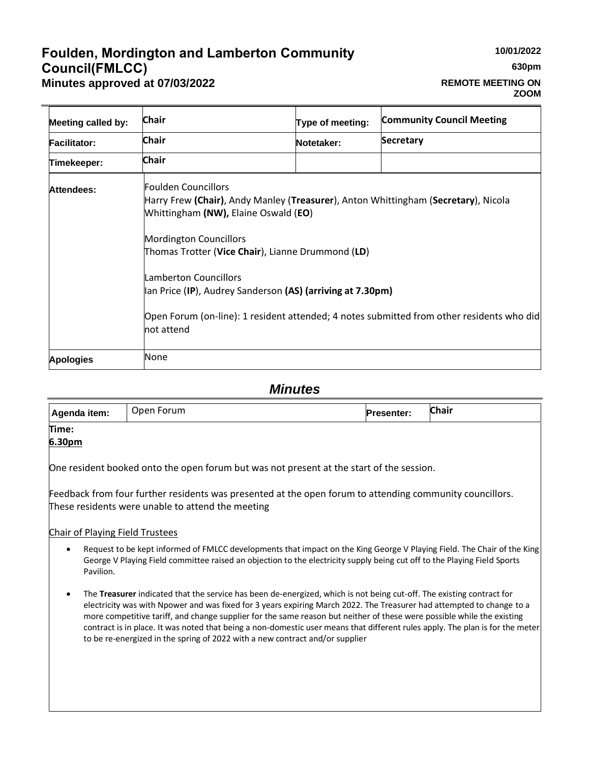# Foulden, Mordington and Lamberton Community Council(FMLCC)

## Minutes approved at 07/03/2022

**10/01/2022**

**630pm**

**REMOTE MEETING ON ZOOM**

| Meeting called by: | Chair | Type of meeting: | Community Council Meeting |
|---|---|---|---|
| Facilitator: | Chair | Notetaker: | Secretary |
| Timekeeper: | Chair | | |
| Attendees: | Foulden Councillors<br>Harry Frew **(Chair)**, Andy Manley (**Treasurer**), Anton Whittingham (**Secretary**), Nicola Whittingham **(NW),** Elaine Oswald (**EO**)<br><br>Mordington Councillors<br>Thomas Trotter (**Vice Chair**), Lianne Drummond (**LD**)<br><br>Lamberton Councillors<br>Ian Price (**IP**), Audrey Sanderson **(AS) (arriving at 7.30pm)**<br><br>Open Forum (on-line): 1 resident attended; 4 notes submitted from other residents who did not attend | | |
| Apologies | None | | |

## *Minutes*

| Agenda item: | Open Forum | Presenter: | Chair |
|---|---|---|---|

**Time:**
**6.30pm**

One resident booked onto the open forum but was not present at the start of the session.

Feedback from four further residents was presented at the open forum to attending community councillors. These residents were unable to attend the meeting

Chair of Playing Field Trustees

- Request to be kept informed of FMLCC developments that impact on the King George V Playing Field. The Chair of the King George V Playing Field committee raised an objection to the electricity supply being cut off to the Playing Field Sports Pavilion.
- The **Treasurer** indicated that the service has been de-energized, which is not being cut-off. The existing contract for electricity was with Npower and was fixed for 3 years expiring March 2022. The Treasurer had attempted to change to a more competitive tariff, and change supplier for the same reason but neither of these were possible while the existing contract is in place. It was noted that being a non-domestic user means that different rules apply. The plan is for the meter to be re-energized in the spring of 2022 with a new contract and/or supplier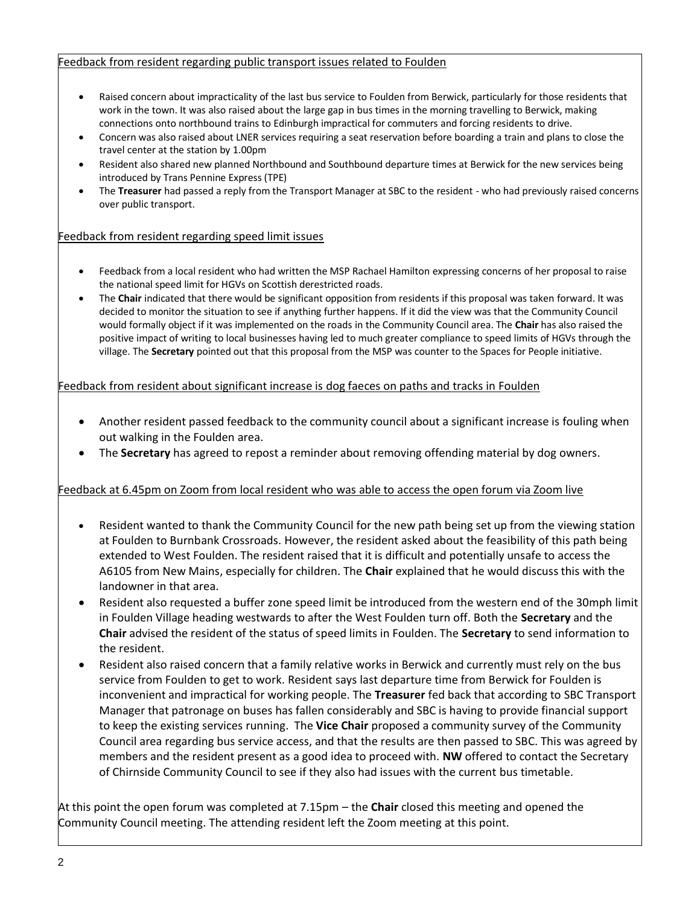Feedback from resident regarding public transport issues related to Foulden

- Raised concern about impracticality of the last bus service to Foulden from Berwick, particularly for those residents that work in the town. It was also raised about the large gap in bus times in the morning travelling to Berwick, making connections onto northbound trains to Edinburgh impractical for commuters and forcing residents to drive.
- Concern was also raised about LNER services requiring a seat reservation before boarding a train and plans to close the travel center at the station by 1.00pm
- Resident also shared new planned Northbound and Southbound departure times at Berwick for the new services being introduced by Trans Pennine Express (TPE)
- The **Treasurer** had passed a reply from the Transport Manager at SBC to the resident - who had previously raised concerns over public transport.

Feedback from resident regarding speed limit issues

- Feedback from a local resident who had written the MSP Rachael Hamilton expressing concerns of her proposal to raise the national speed limit for HGVs on Scottish derestricted roads.
- The **Chair** indicated that there would be significant opposition from residents if this proposal was taken forward. It was decided to monitor the situation to see if anything further happens. If it did the view was that the Community Council would formally object if it was implemented on the roads in the Community Council area. The **Chair** has also raised the positive impact of writing to local businesses having led to much greater compliance to speed limits of HGVs through the village. The **Secretary** pointed out that this proposal from the MSP was counter to the Spaces for People initiative.

Feedback from resident about significant increase is dog faeces on paths and tracks in Foulden

- Another resident passed feedback to the community council about a significant increase is fouling when out walking in the Foulden area.
- The **Secretary** has agreed to repost a reminder about removing offending material by dog owners.

Feedback at 6.45pm on Zoom from local resident who was able to access the open forum via Zoom live

- Resident wanted to thank the Community Council for the new path being set up from the viewing station at Foulden to Burnbank Crossroads. However, the resident asked about the feasibility of this path being extended to West Foulden. The resident raised that it is difficult and potentially unsafe to access the A6105 from New Mains, especially for children. The **Chair** explained that he would discuss this with the landowner in that area.
- Resident also requested a buffer zone speed limit be introduced from the western end of the 30mph limit in Foulden Village heading westwards to after the West Foulden turn off. Both the **Secretary** and the **Chair** advised the resident of the status of speed limits in Foulden. The **Secretary** to send information to the resident.
- Resident also raised concern that a family relative works in Berwick and currently must rely on the bus service from Foulden to get to work. Resident says last departure time from Berwick for Foulden is inconvenient and impractical for working people. The **Treasurer** fed back that according to SBC Transport Manager that patronage on buses has fallen considerably and SBC is having to provide financial support to keep the existing services running. The **Vice Chair** proposed a community survey of the Community Council area regarding bus service access, and that the results are then passed to SBC. This was agreed by members and the resident present as a good idea to proceed with. **NW** offered to contact the Secretary of Chirnside Community Council to see if they also had issues with the current bus timetable.

At this point the open forum was completed at 7.15pm – the **Chair** closed this meeting and opened the Community Council meeting. The attending resident left the Zoom meeting at this point.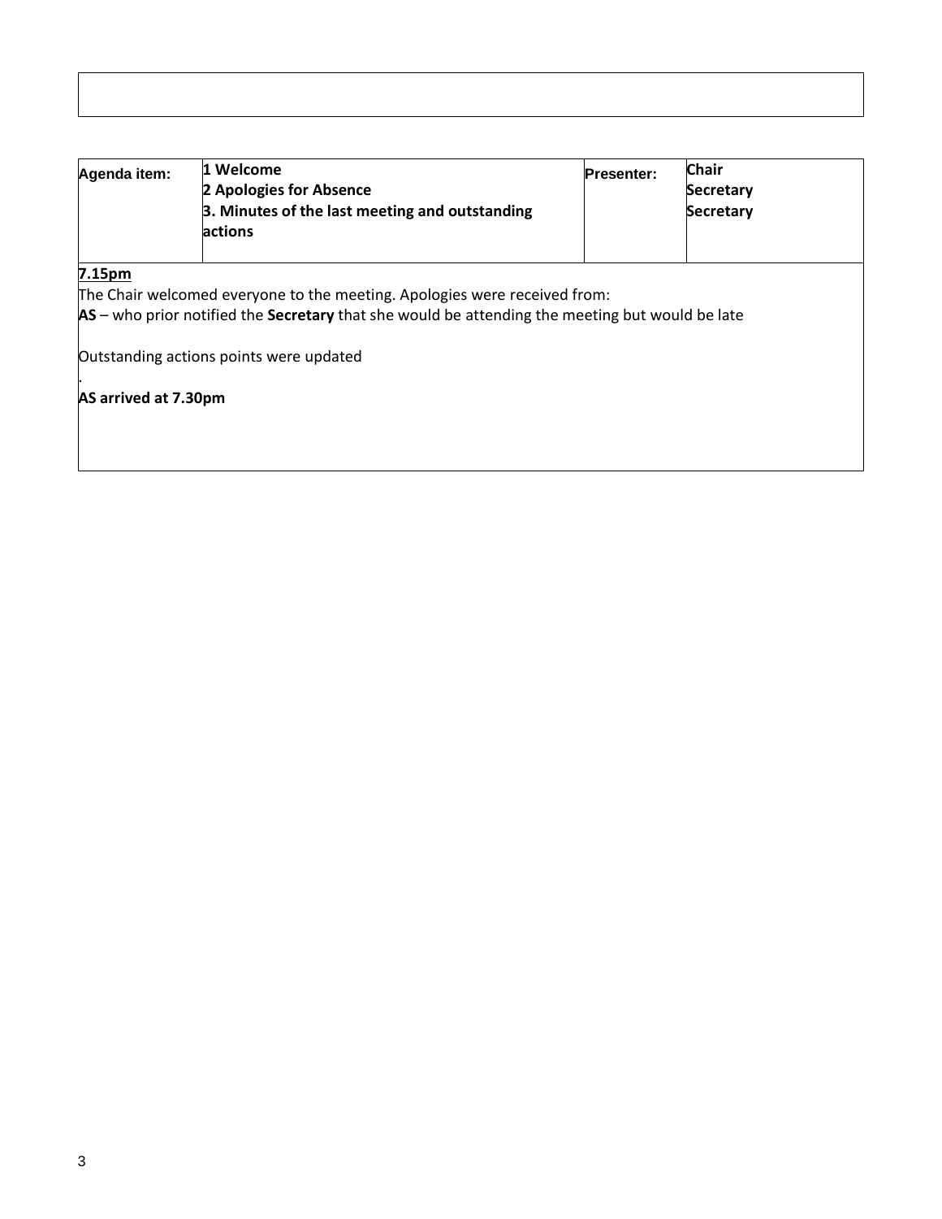| Agenda item: | 1 Welcome<br>2 Apologies for Absence<br>3. Minutes of the last meeting and outstanding actions | Presenter: | Chair<br>Secretary<br>Secretary |
|---|---|---|---|

<u>**7.15pm**</u>

The Chair welcomed everyone to the meeting. Apologies were received from:

**AS** – who prior notified the **Secretary** that she would be attending the meeting but would be late

Outstanding actions points were updated

.

**AS arrived at 7.30pm**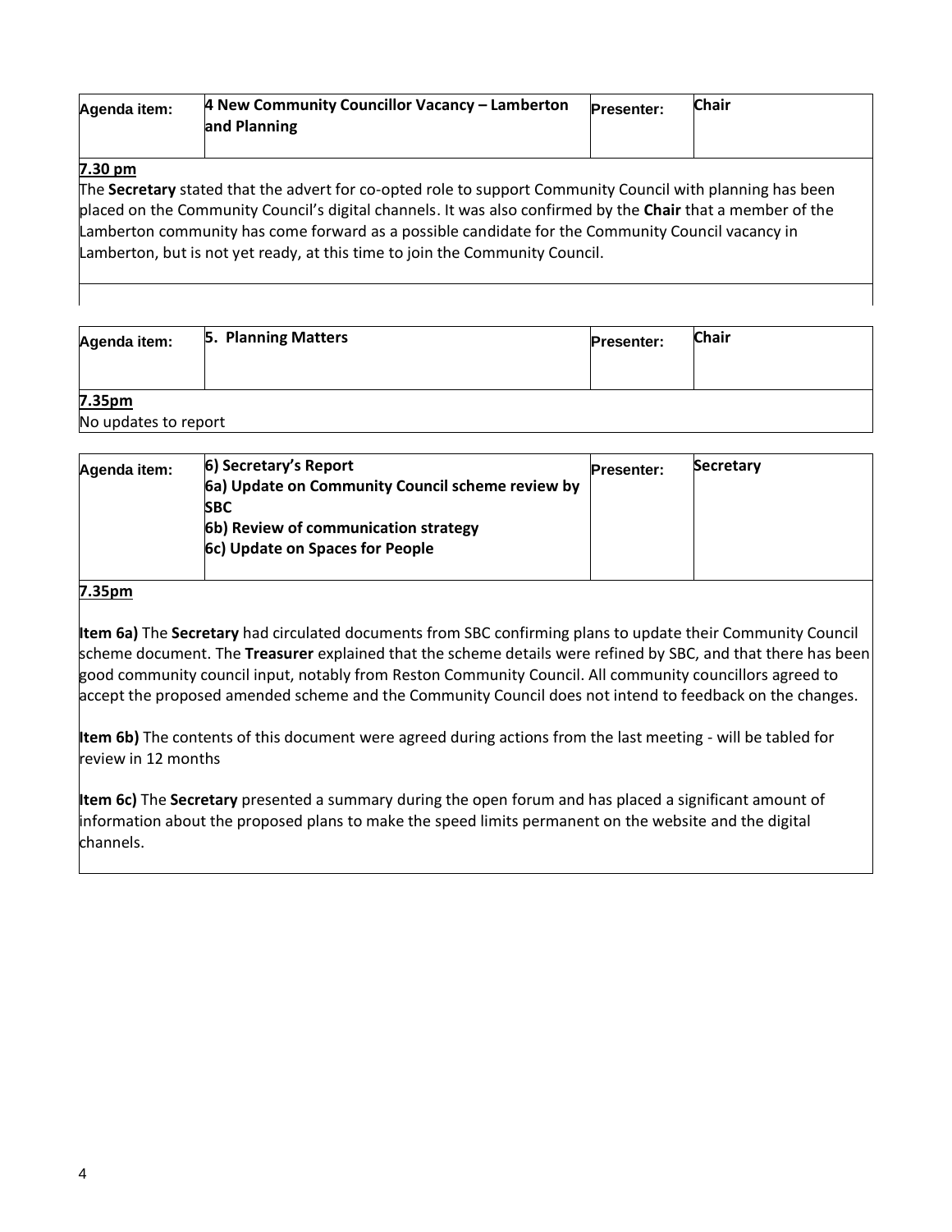| Agenda item: | 4 New Community Councillor Vacancy – Lamberton and Planning | Presenter: | Chair |
|---|---|---|---|

**7.30 pm**

The **Secretary** stated that the advert for co-opted role to support Community Council with planning has been placed on the Community Council's digital channels. It was also confirmed by the **Chair** that a member of the Lamberton community has come forward as a possible candidate for the Community Council vacancy in Lamberton, but is not yet ready, at this time to join the Community Council.

| Agenda item: | 5. Planning Matters | Presenter: | Chair |
|---|---|---|---|

**7.35pm**

No updates to report

| Agenda item: | 6) Secretary's Report<br>6a) Update on Community Council scheme review by SBC<br>6b) Review of communication strategy<br>6c) Update on Spaces for People | Presenter: | Secretary |
|---|---|---|---|

**7.35pm**

**Item 6a)** The **Secretary** had circulated documents from SBC confirming plans to update their Community Council scheme document. The **Treasurer** explained that the scheme details were refined by SBC, and that there has been good community council input, notably from Reston Community Council. All community councillors agreed to accept the proposed amended scheme and the Community Council does not intend to feedback on the changes.

**Item 6b)** The contents of this document were agreed during actions from the last meeting - will be tabled for review in 12 months

**Item 6c)** The **Secretary** presented a summary during the open forum and has placed a significant amount of information about the proposed plans to make the speed limits permanent on the website and the digital channels.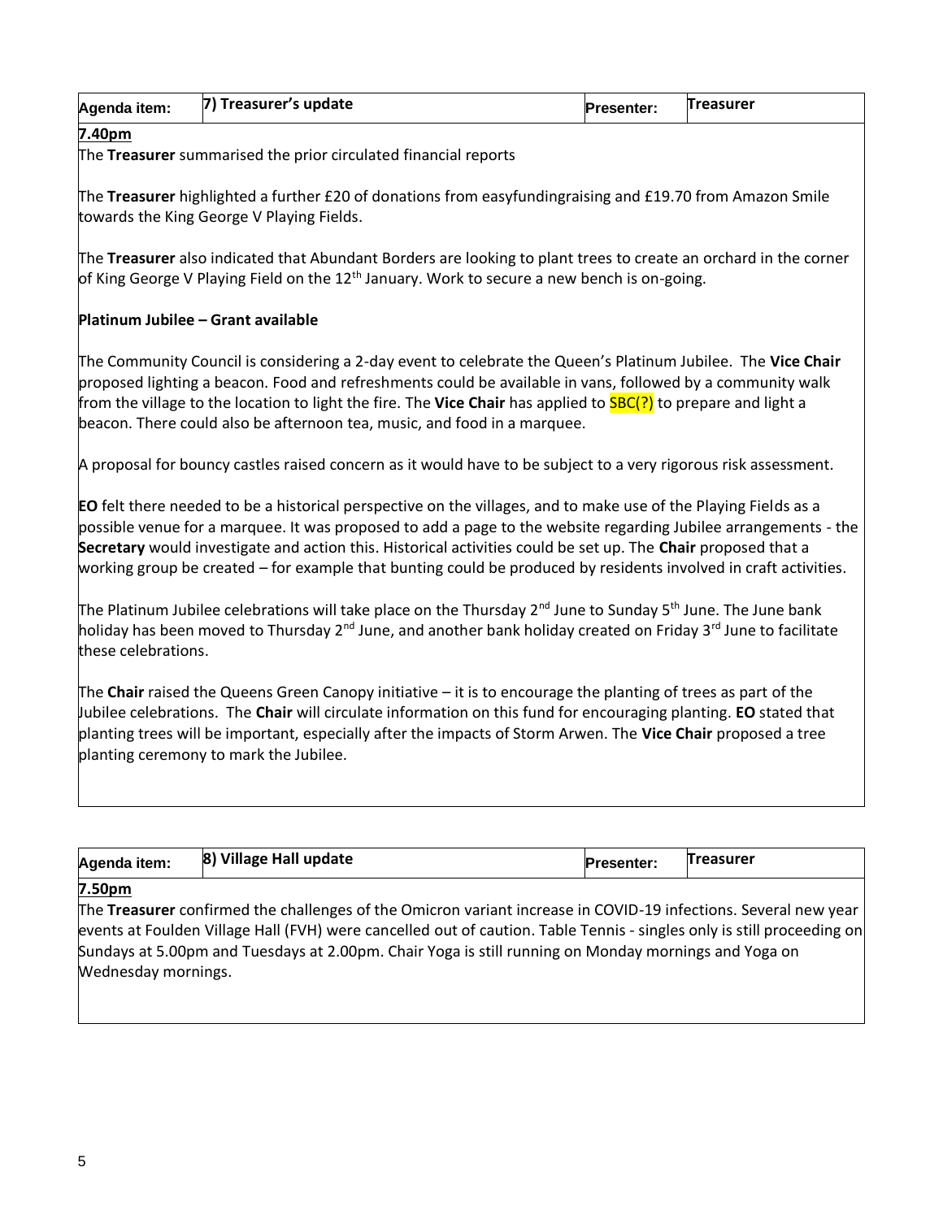| Agenda item: | 7) Treasurer's update | Presenter: | Treasurer |
|---|---|---|---|

**7.40pm**

The **Treasurer** summarised the prior circulated financial reports

The **Treasurer** highlighted a further £20 of donations from easyfundingraising and £19.70 from Amazon Smile towards the King George V Playing Fields.

The **Treasurer** also indicated that Abundant Borders are looking to plant trees to create an orchard in the corner of King George V Playing Field on the 12th January. Work to secure a new bench is on-going.

**Platinum Jubilee – Grant available**

The Community Council is considering a 2-day event to celebrate the Queen's Platinum Jubilee. The **Vice Chair** proposed lighting a beacon. Food and refreshments could be available in vans, followed by a community walk from the village to the location to light the fire. The **Vice Chair** has applied to SBC(?) to prepare and light a beacon. There could also be afternoon tea, music, and food in a marquee.

A proposal for bouncy castles raised concern as it would have to be subject to a very rigorous risk assessment.

**EO** felt there needed to be a historical perspective on the villages, and to make use of the Playing Fields as a possible venue for a marquee. It was proposed to add a page to the website regarding Jubilee arrangements - the **Secretary** would investigate and action this. Historical activities could be set up. The **Chair** proposed that a working group be created – for example that bunting could be produced by residents involved in craft activities.

The Platinum Jubilee celebrations will take place on the Thursday 2nd June to Sunday 5th June. The June bank holiday has been moved to Thursday 2nd June, and another bank holiday created on Friday 3rd June to facilitate these celebrations.

The **Chair** raised the Queens Green Canopy initiative – it is to encourage the planting of trees as part of the Jubilee celebrations. The **Chair** will circulate information on this fund for encouraging planting. **EO** stated that planting trees will be important, especially after the impacts of Storm Arwen. The **Vice Chair** proposed a tree planting ceremony to mark the Jubilee.

| Agenda item: | 8) Village Hall update | Presenter: | Treasurer |
|---|---|---|---|

**7.50pm**

The **Treasurer** confirmed the challenges of the Omicron variant increase in COVID-19 infections. Several new year events at Foulden Village Hall (FVH) were cancelled out of caution. Table Tennis - singles only is still proceeding on Sundays at 5.00pm and Tuesdays at 2.00pm. Chair Yoga is still running on Monday mornings and Yoga on Wednesday mornings.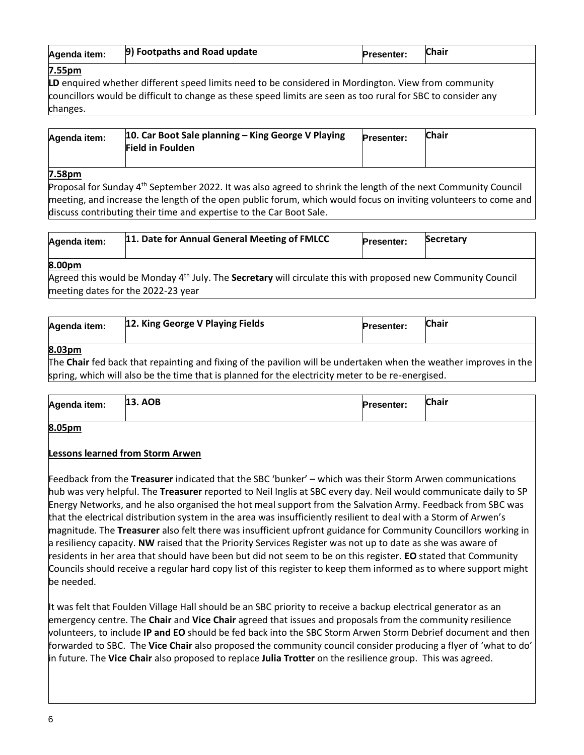| Agenda item: | 9) Footpaths and Road update | Presenter: | Chair |
|---|---|---|---|

**7.55pm**

**LD** enquired whether different speed limits need to be considered in Mordington. View from community councillors would be difficult to change as these speed limits are seen as too rural for SBC to consider any changes.

| Agenda item: | 10. Car Boot Sale planning – King George V Playing Field in Foulden | Presenter: | Chair |
|---|---|---|---|

**7.58pm**

Proposal for Sunday 4th September 2022. It was also agreed to shrink the length of the next Community Council meeting, and increase the length of the open public forum, which would focus on inviting volunteers to come and discuss contributing their time and expertise to the Car Boot Sale.

| Agenda item: | 11. Date for Annual General Meeting of FMLCC | Presenter: | Secretary |
|---|---|---|---|

**8.00pm**

Agreed this would be Monday 4th July. The **Secretary** will circulate this with proposed new Community Council meeting dates for the 2022-23 year

| Agenda item: | 12. King George V Playing Fields | Presenter: | Chair |
|---|---|---|---|

**8.03pm**

The **Chair** fed back that repainting and fixing of the pavilion will be undertaken when the weather improves in the spring, which will also be the time that is planned for the electricity meter to be re-energised.

| Agenda item: | 13. AOB | Presenter: | Chair |
|---|---|---|---|

**8.05pm**

**Lessons learned from Storm Arwen**

Feedback from the **Treasurer** indicated that the SBC 'bunker' – which was their Storm Arwen communications hub was very helpful. The **Treasurer** reported to Neil Inglis at SBC every day. Neil would communicate daily to SP Energy Networks, and he also organised the hot meal support from the Salvation Army. Feedback from SBC was that the electrical distribution system in the area was insufficiently resilient to deal with a Storm of Arwen's magnitude. The **Treasurer** also felt there was insufficient upfront guidance for Community Councillors working in a resiliency capacity. **NW** raised that the Priority Services Register was not up to date as she was aware of residents in her area that should have been but did not seem to be on this register. **EO** stated that Community Councils should receive a regular hard copy list of this register to keep them informed as to where support might be needed.

It was felt that Foulden Village Hall should be an SBC priority to receive a backup electrical generator as an emergency centre. The **Chair** and **Vice Chair** agreed that issues and proposals from the community resilience volunteers, to include **IP and EO** should be fed back into the SBC Storm Arwen Storm Debrief document and then forwarded to SBC. The **Vice Chair** also proposed the community council consider producing a flyer of 'what to do' in future. The **Vice Chair** also proposed to replace **Julia Trotter** on the resilience group. This was agreed.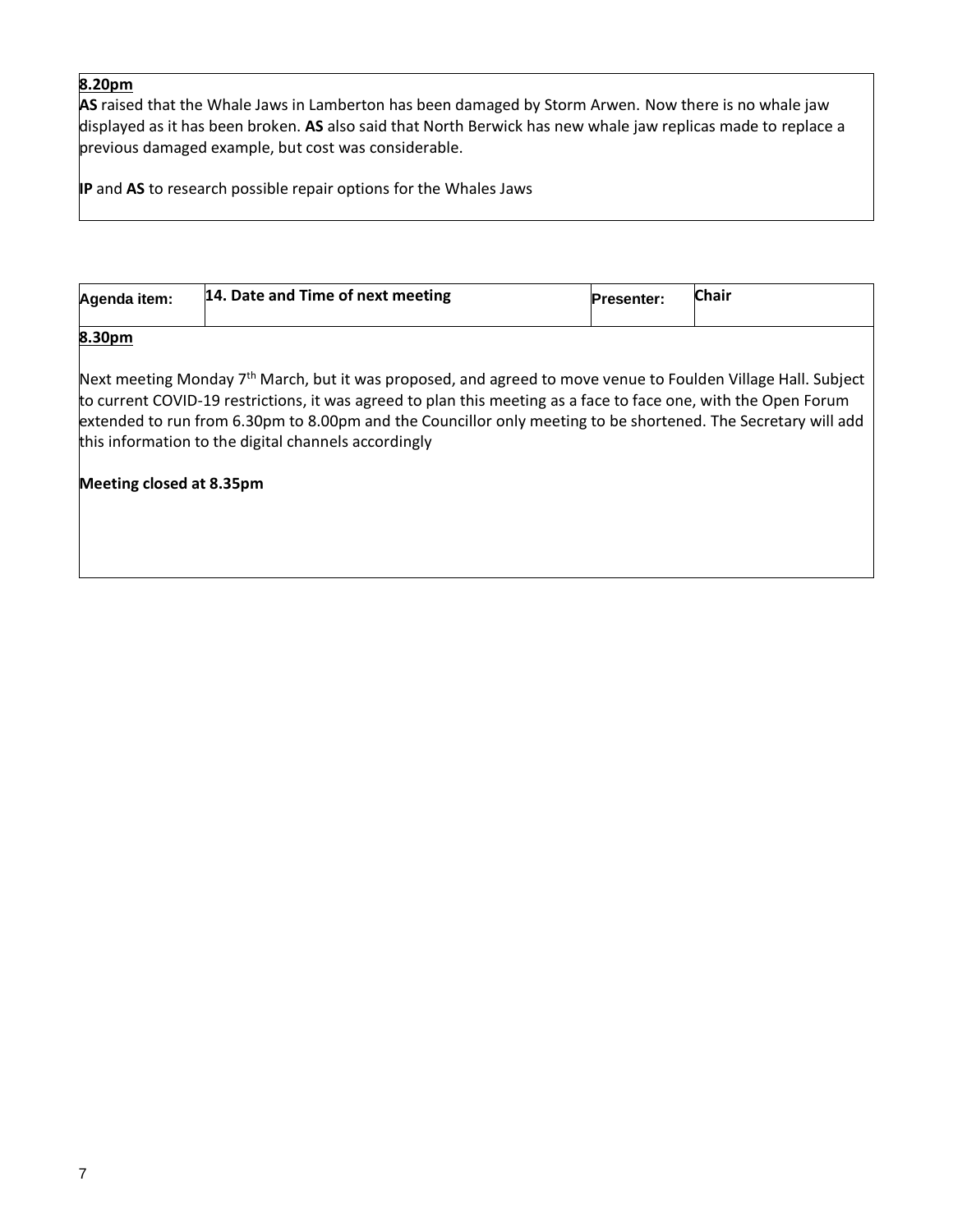**8.20pm**

**AS** raised that the Whale Jaws in Lamberton has been damaged by Storm Arwen. Now there is no whale jaw displayed as it has been broken. **AS** also said that North Berwick has new whale jaw replicas made to replace a previous damaged example, but cost was considerable.

**IP** and **AS** to research possible repair options for the Whales Jaws

| **Agenda item:** | **14. Date and Time of next meeting** | **Presenter:** | **Chair** |
|---|---|---|---|

**8.30pm**

Next meeting Monday 7th March, but it was proposed, and agreed to move venue to Foulden Village Hall. Subject to current COVID-19 restrictions, it was agreed to plan this meeting as a face to face one, with the Open Forum extended to run from 6.30pm to 8.00pm and the Councillor only meeting to be shortened. The Secretary will add this information to the digital channels accordingly

**Meeting closed at 8.35pm**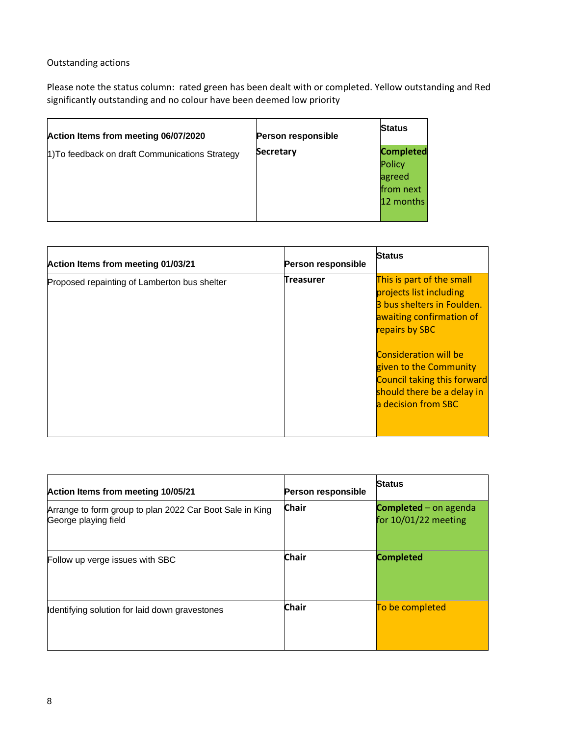Outstanding actions

Please note the status column: rated green has been dealt with or completed. Yellow outstanding and Red significantly outstanding and no colour have been deemed low priority

| Action Items from meeting 06/07/2020 | Person responsible | Status |
|---|---|---|
| 1)To feedback on draft Communications Strategy | **Secretary** | **Completed** Policy agreed from next 12 months |

| Action Items from meeting 01/03/21 | Person responsible | Status |
|---|---|---|
| Proposed repainting of Lamberton bus shelter | **Treasurer** | This is part of the small projects list including 3 bus shelters in Foulden. awaiting confirmation of repairs by SBC<br><br>Consideration will be given to the Community Council taking this forward should there be a delay in a decision from SBC |

| Action Items from meeting 10/05/21 | Person responsible | Status |
|---|---|---|
| Arrange to form group to plan 2022 Car Boot Sale in King George playing field | **Chair** | **Completed** – on agenda for 10/01/22 meeting |
| Follow up verge issues with SBC | **Chair** | **Completed** |
| Identifying solution for laid down gravestones | **Chair** | To be completed |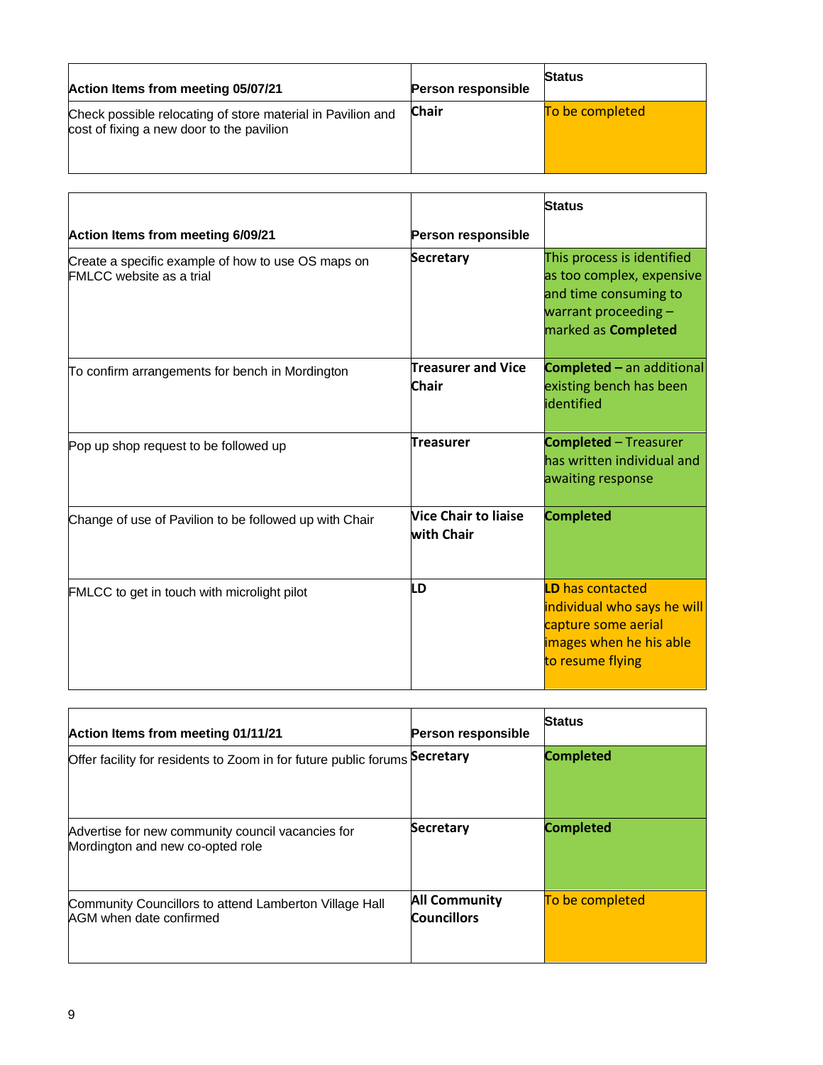| Action Items from meeting 05/07/21 | Person responsible | Status |
|---|---|---|
| Check possible relocating of store material in Pavilion and cost of fixing a new door to the pavilion | **Chair** | To be completed |

| Action Items from meeting 6/09/21 | Person responsible | Status |
|---|---|---|
| Create a specific example of how to use OS maps on FMLCC website as a trial | **Secretary** | This process is identified as too complex, expensive and time consuming to warrant proceeding – marked as **Completed** |
| To confirm arrangements for bench in Mordington | **Treasurer and Vice Chair** | **Completed –** an additional existing bench has been identified |
| Pop up shop request to be followed up | **Treasurer** | **Completed** – Treasurer has written individual and awaiting response |
| Change of use of Pavilion to be followed up with Chair | **Vice Chair to liaise with Chair** | **Completed** |
| FMLCC to get in touch with microlight pilot | **LD** | **LD** has contacted individual who says he will capture some aerial images when he his able to resume flying |

| Action Items from meeting 01/11/21 | Person responsible | Status |
|---|---|---|
| Offer facility for residents to Zoom in for future public forums | **Secretary** | **Completed** |
| Advertise for new community council vacancies for Mordington and new co-opted role | **Secretary** | **Completed** |
| Community Councillors to attend Lamberton Village Hall AGM when date confirmed | **All Community Councillors** | To be completed |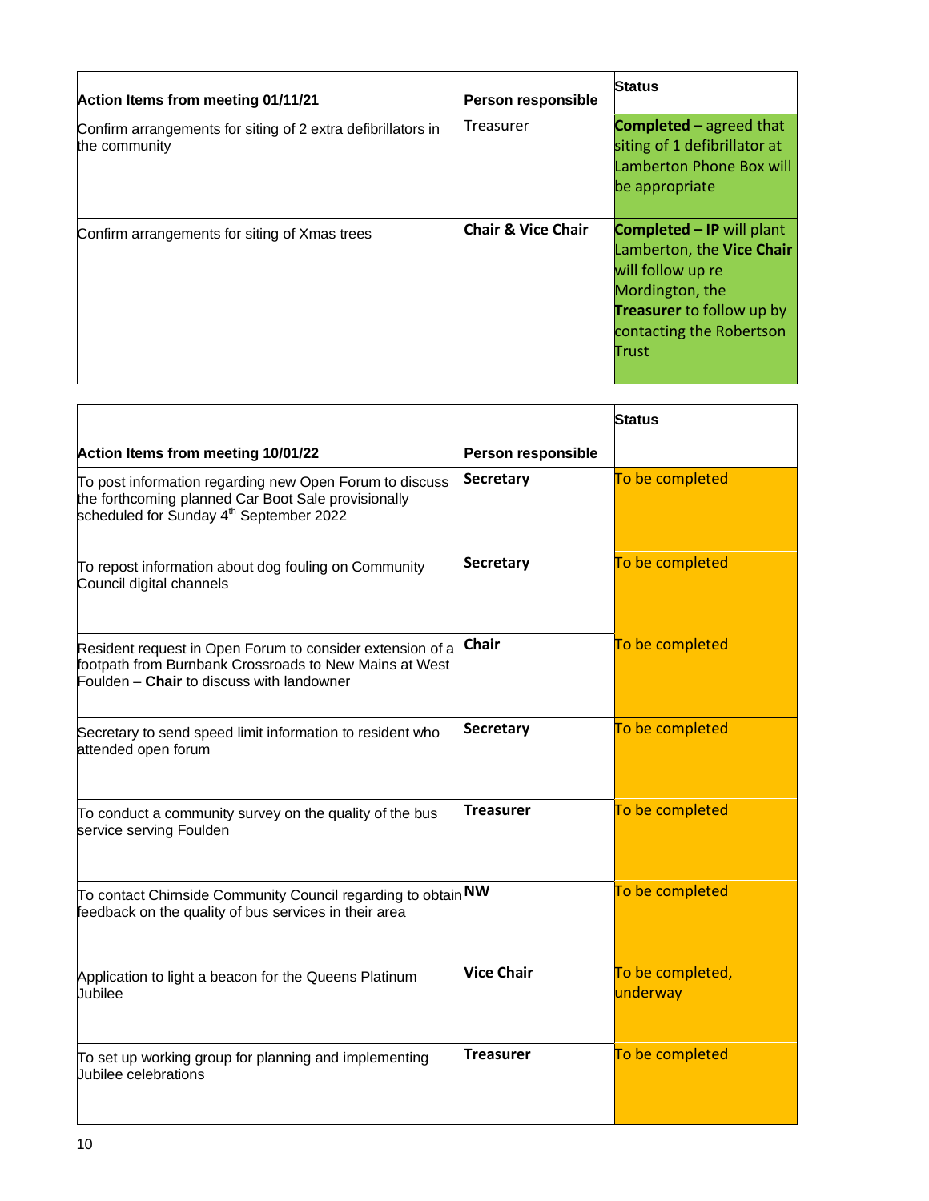| Action Items from meeting 01/11/21 | Person responsible | Status |
|---|---|---|
| Confirm arrangements for siting of 2 extra defibrillators in the community | Treasurer | **Completed** – agreed that siting of 1 defibrillator at Lamberton Phone Box will be appropriate |
| Confirm arrangements for siting of Xmas trees | **Chair & Vice Chair** | **Completed – IP** will plant Lamberton, the **Vice Chair** will follow up re Mordington, the **Treasurer** to follow up by contacting the Robertson Trust |

| Action Items from meeting 10/01/22 | Person responsible | Status |
|---|---|---|
| To post information regarding new Open Forum to discuss the forthcoming planned Car Boot Sale provisionally scheduled for Sunday 4th September 2022 | **Secretary** | To be completed |
| To repost information about dog fouling on Community Council digital channels | **Secretary** | To be completed |
| Resident request in Open Forum to consider extension of a footpath from Burnbank Crossroads to New Mains at West Foulden – **Chair** to discuss with landowner | **Chair** | To be completed |
| Secretary to send speed limit information to resident who attended open forum | **Secretary** | To be completed |
| To conduct a community survey on the quality of the bus service serving Foulden | **Treasurer** | To be completed |
| To contact Chirnside Community Council regarding to obtain feedback on the quality of bus services in their area | **NW** | To be completed |
| Application to light a beacon for the Queens Platinum Jubilee | **Vice Chair** | To be completed, underway |
| To set up working group for planning and implementing Jubilee celebrations | **Treasurer** | To be completed |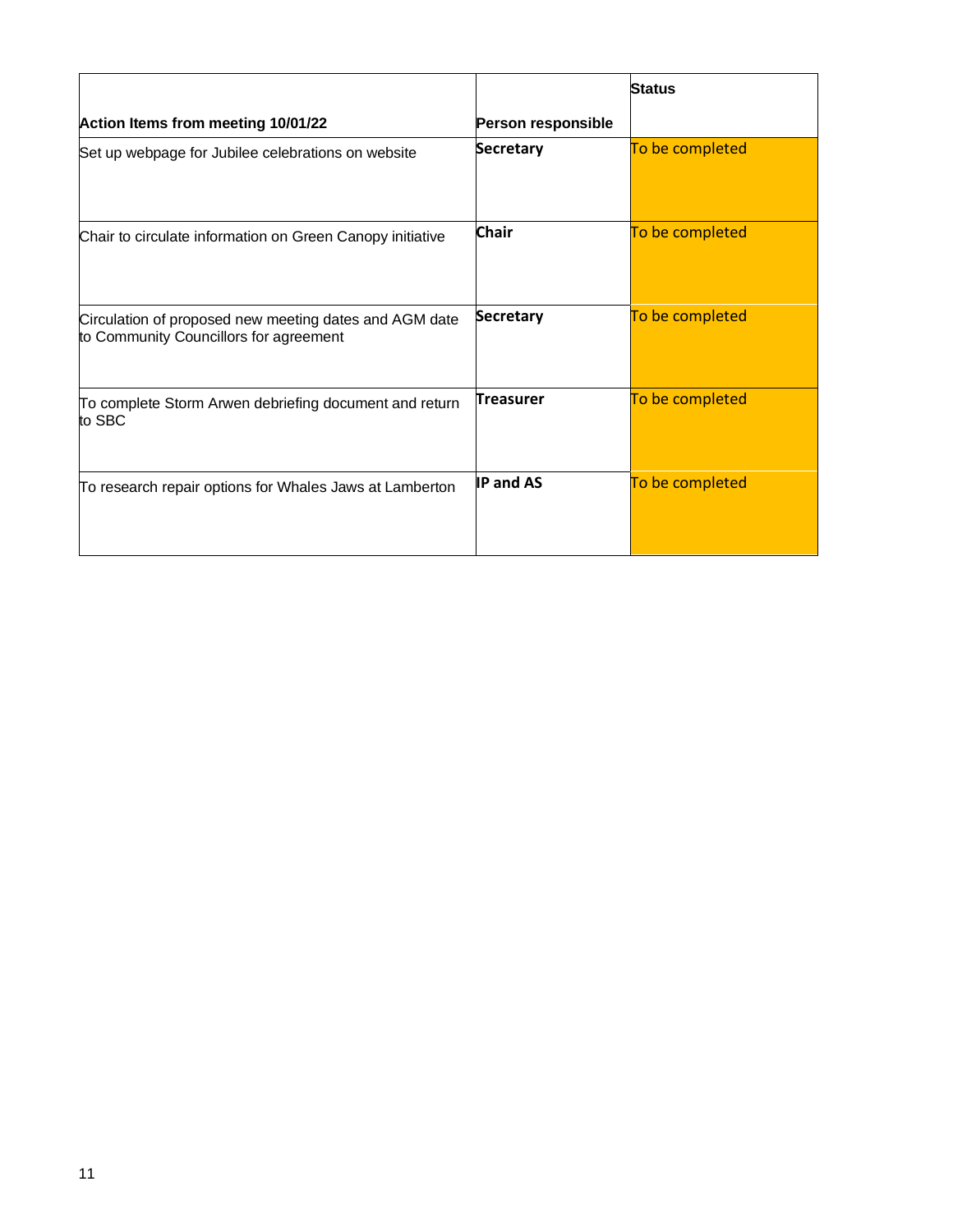| Action Items from meeting 10/01/22 | Person responsible | Status |
|---|---|---|
| Set up webpage for Jubilee celebrations on website | **Secretary** | To be completed |
| Chair to circulate information on Green Canopy initiative | **Chair** | To be completed |
| Circulation of proposed new meeting dates and AGM date to Community Councillors for agreement | **Secretary** | To be completed |
| To complete Storm Arwen debriefing document and return to SBC | **Treasurer** | To be completed |
| To research repair options for Whales Jaws at Lamberton | **IP and AS** | To be completed |